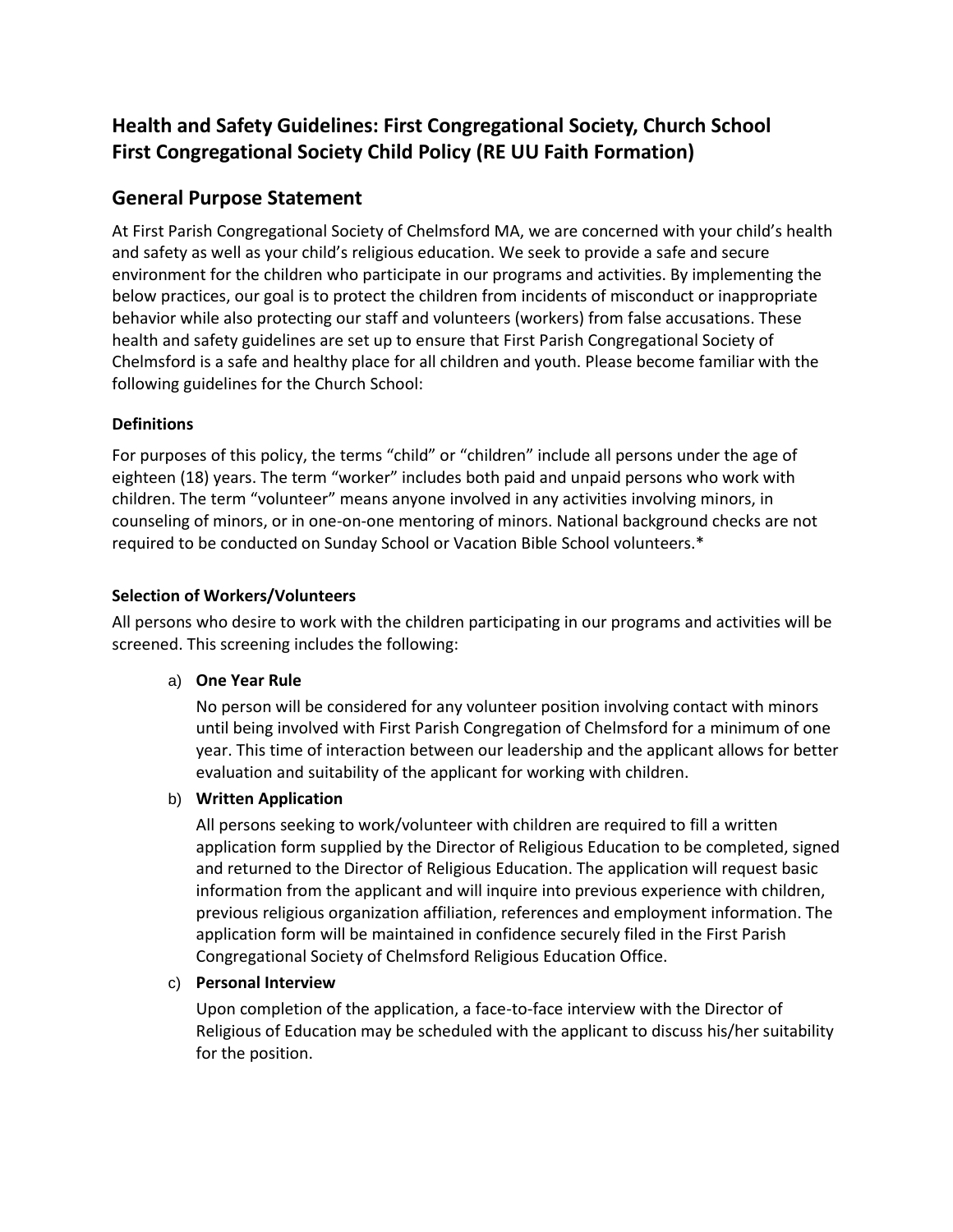# Health and Safety Guidelines: First Congregational Society, Church School
# First Congregational Society Child Policy (RE UU Faith Formation)

## General Purpose Statement

At First Parish Congregational Society of Chelmsford MA, we are concerned with your child's health and safety as well as your child's religious education. We seek to provide a safe and secure environment for the children who participate in our programs and activities. By implementing the below practices, our goal is to protect the children from incidents of misconduct or inappropriate behavior while also protecting our staff and volunteers (workers) from false accusations. These health and safety guidelines are set up to ensure that First Parish Congregational Society of Chelmsford is a safe and healthy place for all children and youth. Please become familiar with the following guidelines for the Church School:

### Definitions

For purposes of this policy, the terms "child" or "children" include all persons under the age of eighteen (18) years. The term "worker" includes both paid and unpaid persons who work with children. The term "volunteer" means anyone involved in any activities involving minors, in counseling of minors, or in one-on-one mentoring of minors. National background checks are not required to be conducted on Sunday School or Vacation Bible School volunteers.*

### Selection of Workers/Volunteers

All persons who desire to work with the children participating in our programs and activities will be screened. This screening includes the following:

a) **One Year Rule**

   No person will be considered for any volunteer position involving contact with minors until being involved with First Parish Congregation of Chelmsford for a minimum of one year. This time of interaction between our leadership and the applicant allows for better evaluation and suitability of the applicant for working with children.

b) **Written Application**

   All persons seeking to work/volunteer with children are required to fill a written application form supplied by the Director of Religious Education to be completed, signed and returned to the Director of Religious Education. The application will request basic information from the applicant and will inquire into previous experience with children, previous religious organization affiliation, references and employment information. The application form will be maintained in confidence securely filed in the First Parish Congregational Society of Chelmsford Religious Education Office.

c) **Personal Interview**

   Upon completion of the application, a face-to-face interview with the Director of Religious of Education may be scheduled with the applicant to discuss his/her suitability for the position.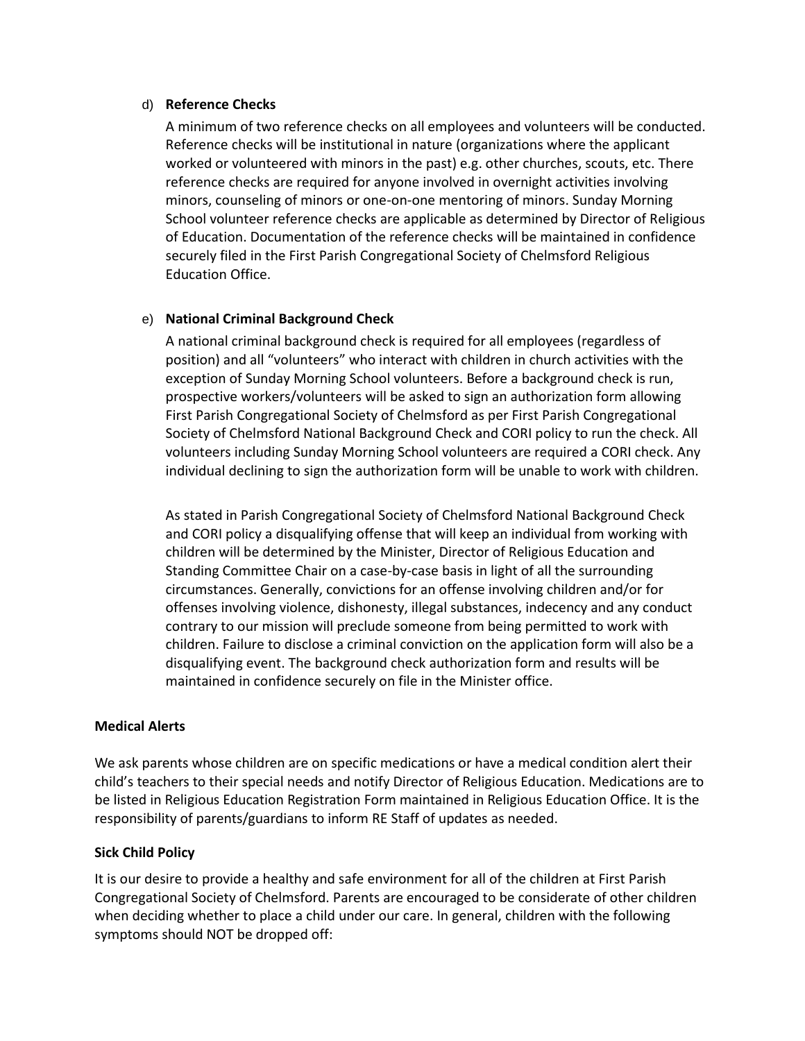d) **Reference Checks**

A minimum of two reference checks on all employees and volunteers will be conducted. Reference checks will be institutional in nature (organizations where the applicant worked or volunteered with minors in the past) e.g. other churches, scouts, etc. There reference checks are required for anyone involved in overnight activities involving minors, counseling of minors or one-on-one mentoring of minors. Sunday Morning School volunteer reference checks are applicable as determined by Director of Religious of Education. Documentation of the reference checks will be maintained in confidence securely filed in the First Parish Congregational Society of Chelmsford Religious Education Office.

e) **National Criminal Background Check**

A national criminal background check is required for all employees (regardless of position) and all "volunteers" who interact with children in church activities with the exception of Sunday Morning School volunteers. Before a background check is run, prospective workers/volunteers will be asked to sign an authorization form allowing First Parish Congregational Society of Chelmsford as per First Parish Congregational Society of Chelmsford National Background Check and CORI policy to run the check. All volunteers including Sunday Morning School volunteers are required a CORI check. Any individual declining to sign the authorization form will be unable to work with children.

As stated in Parish Congregational Society of Chelmsford National Background Check and CORI policy a disqualifying offense that will keep an individual from working with children will be determined by the Minister, Director of Religious Education and Standing Committee Chair on a case-by-case basis in light of all the surrounding circumstances. Generally, convictions for an offense involving children and/or for offenses involving violence, dishonesty, illegal substances, indecency and any conduct contrary to our mission will preclude someone from being permitted to work with children. Failure to disclose a criminal conviction on the application form will also be a disqualifying event. The background check authorization form and results will be maintained in confidence securely on file in the Minister office.

**Medical Alerts**

We ask parents whose children are on specific medications or have a medical condition alert their child's teachers to their special needs and notify Director of Religious Education. Medications are to be listed in Religious Education Registration Form maintained in Religious Education Office. It is the responsibility of parents/guardians to inform RE Staff of updates as needed.

**Sick Child Policy**

It is our desire to provide a healthy and safe environment for all of the children at First Parish Congregational Society of Chelmsford. Parents are encouraged to be considerate of other children when deciding whether to place a child under our care. In general, children with the following symptoms should NOT be dropped off: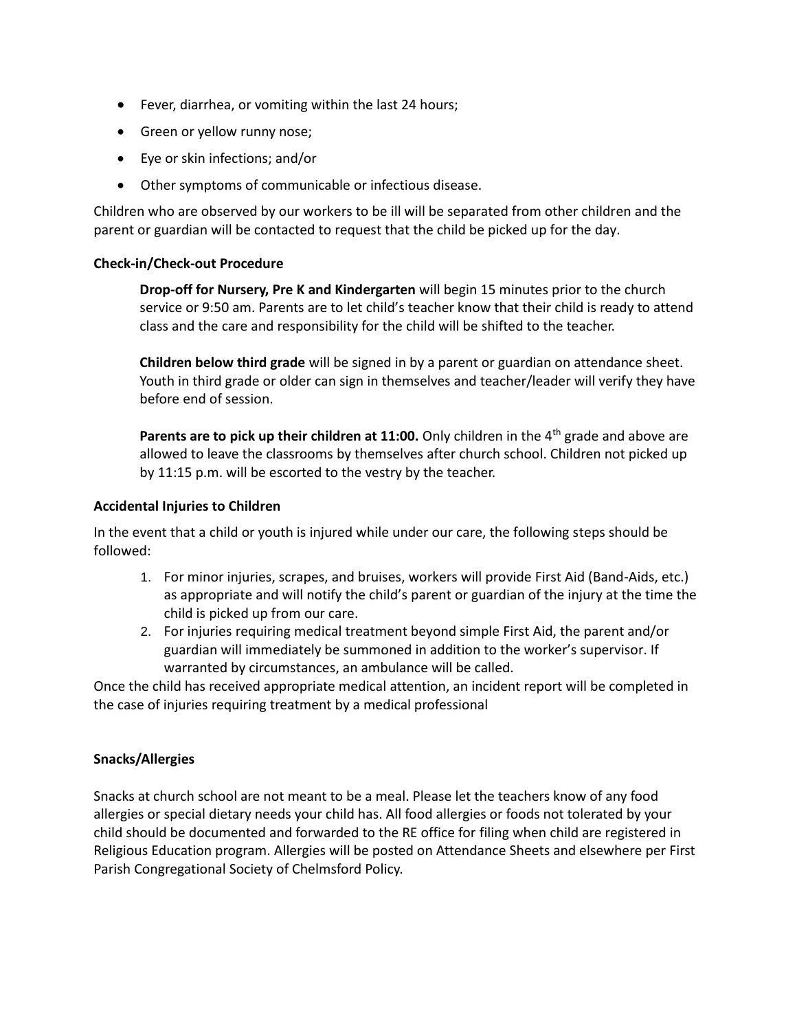- Fever, diarrhea, or vomiting within the last 24 hours;
- Green or yellow runny nose;
- Eye or skin infections; and/or
- Other symptoms of communicable or infectious disease.

Children who are observed by our workers to be ill will be separated from other children and the parent or guardian will be contacted to request that the child be picked up for the day.

**Check-in/Check-out Procedure**

**Drop-off for Nursery, Pre K and Kindergarten** will begin 15 minutes prior to the church service or 9:50 am. Parents are to let child's teacher know that their child is ready to attend class and the care and responsibility for the child will be shifted to the teacher.

**Children below third grade** will be signed in by a parent or guardian on attendance sheet. Youth in third grade or older can sign in themselves and teacher/leader will verify they have before end of session.

**Parents are to pick up their children at 11:00.** Only children in the 4th grade and above are allowed to leave the classrooms by themselves after church school. Children not picked up by 11:15 p.m. will be escorted to the vestry by the teacher.

**Accidental Injuries to Children**

In the event that a child or youth is injured while under our care, the following steps should be followed:

1. For minor injuries, scrapes, and bruises, workers will provide First Aid (Band-Aids, etc.) as appropriate and will notify the child's parent or guardian of the injury at the time the child is picked up from our care.
2. For injuries requiring medical treatment beyond simple First Aid, the parent and/or guardian will immediately be summoned in addition to the worker's supervisor. If warranted by circumstances, an ambulance will be called.

Once the child has received appropriate medical attention, an incident report will be completed in the case of injuries requiring treatment by a medical professional

**Snacks/Allergies**

Snacks at church school are not meant to be a meal. Please let the teachers know of any food allergies or special dietary needs your child has. All food allergies or foods not tolerated by your child should be documented and forwarded to the RE office for filing when child are registered in Religious Education program. Allergies will be posted on Attendance Sheets and elsewhere per First Parish Congregational Society of Chelmsford Policy.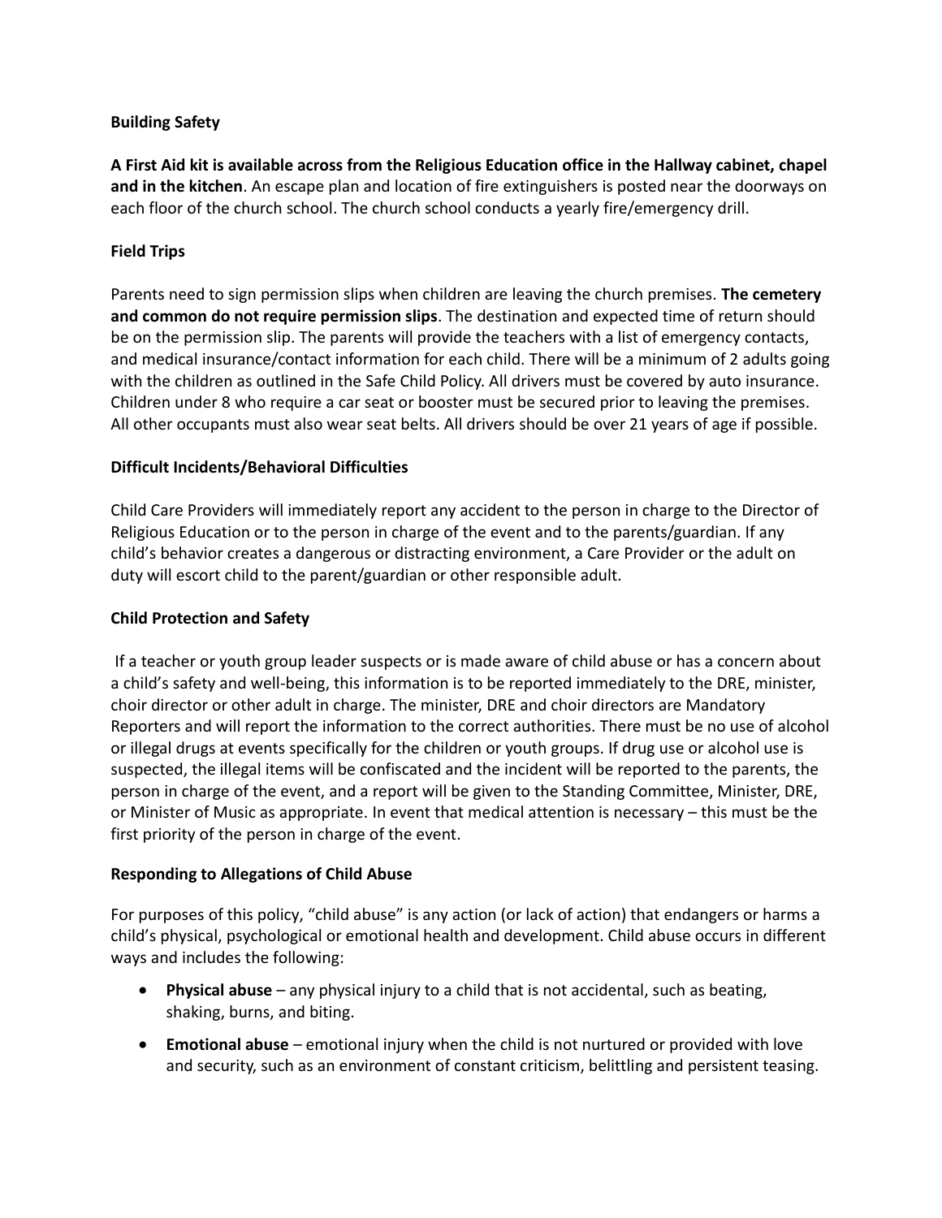**Building Safety**

**A First Aid kit is available across from the Religious Education office in the Hallway cabinet, chapel and in the kitchen**. An escape plan and location of fire extinguishers is posted near the doorways on each floor of the church school. The church school conducts a yearly fire/emergency drill.

**Field Trips**

Parents need to sign permission slips when children are leaving the church premises. **The cemetery and common do not require permission slips**. The destination and expected time of return should be on the permission slip. The parents will provide the teachers with a list of emergency contacts, and medical insurance/contact information for each child. There will be a minimum of 2 adults going with the children as outlined in the Safe Child Policy. All drivers must be covered by auto insurance. Children under 8 who require a car seat or booster must be secured prior to leaving the premises. All other occupants must also wear seat belts. All drivers should be over 21 years of age if possible.

**Difficult Incidents/Behavioral Difficulties**

Child Care Providers will immediately report any accident to the person in charge to the Director of Religious Education or to the person in charge of the event and to the parents/guardian. If any child's behavior creates a dangerous or distracting environment, a Care Provider or the adult on duty will escort child to the parent/guardian or other responsible adult.

**Child Protection and Safety**

If a teacher or youth group leader suspects or is made aware of child abuse or has a concern about a child's safety and well-being, this information is to be reported immediately to the DRE, minister, choir director or other adult in charge. The minister, DRE and choir directors are Mandatory Reporters and will report the information to the correct authorities. There must be no use of alcohol or illegal drugs at events specifically for the children or youth groups. If drug use or alcohol use is suspected, the illegal items will be confiscated and the incident will be reported to the parents, the person in charge of the event, and a report will be given to the Standing Committee, Minister, DRE, or Minister of Music as appropriate. In event that medical attention is necessary – this must be the first priority of the person in charge of the event.

**Responding to Allegations of Child Abuse**

For purposes of this policy, "child abuse" is any action (or lack of action) that endangers or harms a child's physical, psychological or emotional health and development. Child abuse occurs in different ways and includes the following:

- **Physical abuse** – any physical injury to a child that is not accidental, such as beating, shaking, burns, and biting.
- **Emotional abuse** – emotional injury when the child is not nurtured or provided with love and security, such as an environment of constant criticism, belittling and persistent teasing.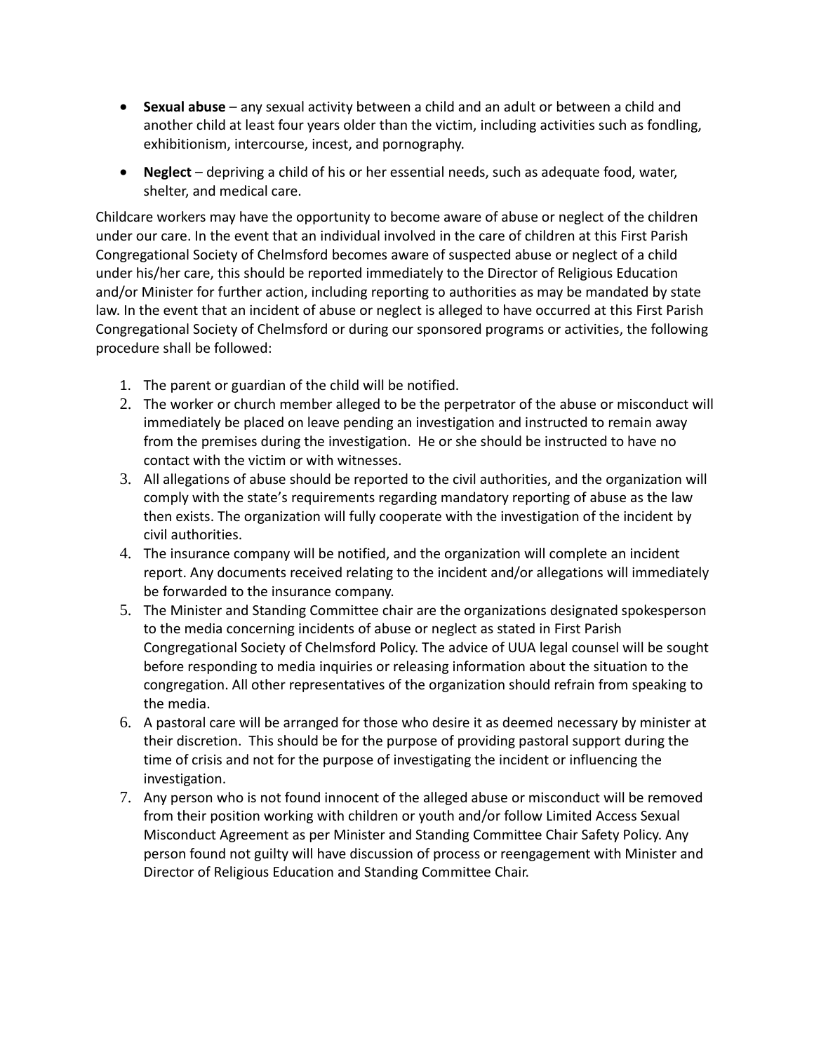- **Sexual abuse** – any sexual activity between a child and an adult or between a child and another child at least four years older than the victim, including activities such as fondling, exhibitionism, intercourse, incest, and pornography.
- **Neglect** – depriving a child of his or her essential needs, such as adequate food, water, shelter, and medical care.

Childcare workers may have the opportunity to become aware of abuse or neglect of the children under our care. In the event that an individual involved in the care of children at this First Parish Congregational Society of Chelmsford becomes aware of suspected abuse or neglect of a child under his/her care, this should be reported immediately to the Director of Religious Education and/or Minister for further action, including reporting to authorities as may be mandated by state law. In the event that an incident of abuse or neglect is alleged to have occurred at this First Parish Congregational Society of Chelmsford or during our sponsored programs or activities, the following procedure shall be followed:

1. The parent or guardian of the child will be notified.
2. The worker or church member alleged to be the perpetrator of the abuse or misconduct will immediately be placed on leave pending an investigation and instructed to remain away from the premises during the investigation. He or she should be instructed to have no contact with the victim or with witnesses.
3. All allegations of abuse should be reported to the civil authorities, and the organization will comply with the state's requirements regarding mandatory reporting of abuse as the law then exists. The organization will fully cooperate with the investigation of the incident by civil authorities.
4. The insurance company will be notified, and the organization will complete an incident report. Any documents received relating to the incident and/or allegations will immediately be forwarded to the insurance company.
5. The Minister and Standing Committee chair are the organizations designated spokesperson to the media concerning incidents of abuse or neglect as stated in First Parish Congregational Society of Chelmsford Policy. The advice of UUA legal counsel will be sought before responding to media inquiries or releasing information about the situation to the congregation. All other representatives of the organization should refrain from speaking to the media.
6. A pastoral care will be arranged for those who desire it as deemed necessary by minister at their discretion. This should be for the purpose of providing pastoral support during the time of crisis and not for the purpose of investigating the incident or influencing the investigation.
7. Any person who is not found innocent of the alleged abuse or misconduct will be removed from their position working with children or youth and/or follow Limited Access Sexual Misconduct Agreement as per Minister and Standing Committee Chair Safety Policy. Any person found not guilty will have discussion of process or reengagement with Minister and Director of Religious Education and Standing Committee Chair.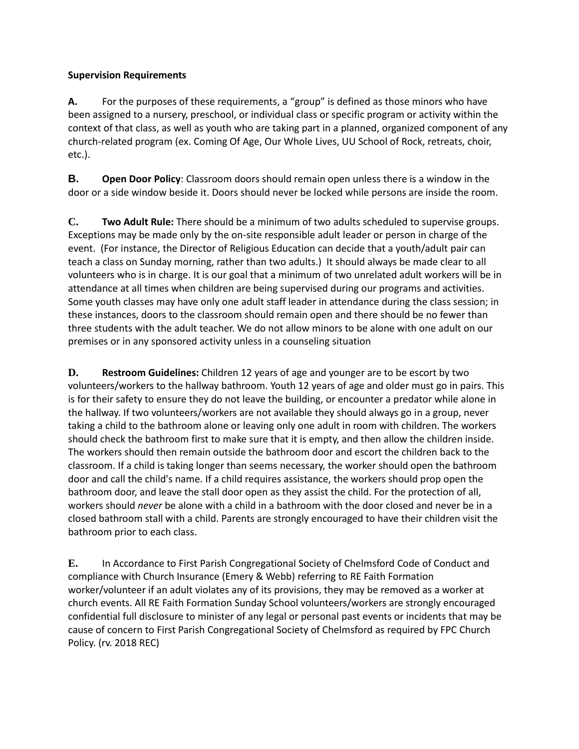**Supervision Requirements**

**A.** For the purposes of these requirements, a "group" is defined as those minors who have been assigned to a nursery, preschool, or individual class or specific program or activity within the context of that class, as well as youth who are taking part in a planned, organized component of any church-related program (ex. Coming Of Age, Our Whole Lives, UU School of Rock, retreats, choir, etc.).

**B.** **Open Door Policy**: Classroom doors should remain open unless there is a window in the door or a side window beside it. Doors should never be locked while persons are inside the room.

**C.** **Two Adult Rule:** There should be a minimum of two adults scheduled to supervise groups. Exceptions may be made only by the on-site responsible adult leader or person in charge of the event. (For instance, the Director of Religious Education can decide that a youth/adult pair can teach a class on Sunday morning, rather than two adults.) It should always be made clear to all volunteers who is in charge. It is our goal that a minimum of two unrelated adult workers will be in attendance at all times when children are being supervised during our programs and activities. Some youth classes may have only one adult staff leader in attendance during the class session; in these instances, doors to the classroom should remain open and there should be no fewer than three students with the adult teacher. We do not allow minors to be alone with one adult on our premises or in any sponsored activity unless in a counseling situation

**D.** **Restroom Guidelines:** Children 12 years of age and younger are to be escort by two volunteers/workers to the hallway bathroom. Youth 12 years of age and older must go in pairs. This is for their safety to ensure they do not leave the building, or encounter a predator while alone in the hallway. If two volunteers/workers are not available they should always go in a group, never taking a child to the bathroom alone or leaving only one adult in room with children. The workers should check the bathroom first to make sure that it is empty, and then allow the children inside. The workers should then remain outside the bathroom door and escort the children back to the classroom. If a child is taking longer than seems necessary, the worker should open the bathroom door and call the child's name. If a child requires assistance, the workers should prop open the bathroom door, and leave the stall door open as they assist the child. For the protection of all, workers should *never* be alone with a child in a bathroom with the door closed and never be in a closed bathroom stall with a child. Parents are strongly encouraged to have their children visit the bathroom prior to each class.

**E.** In Accordance to First Parish Congregational Society of Chelmsford Code of Conduct and compliance with Church Insurance (Emery & Webb) referring to RE Faith Formation worker/volunteer if an adult violates any of its provisions, they may be removed as a worker at church events. All RE Faith Formation Sunday School volunteers/workers are strongly encouraged confidential full disclosure to minister of any legal or personal past events or incidents that may be cause of concern to First Parish Congregational Society of Chelmsford as required by FPC Church Policy. (rv. 2018 REC)